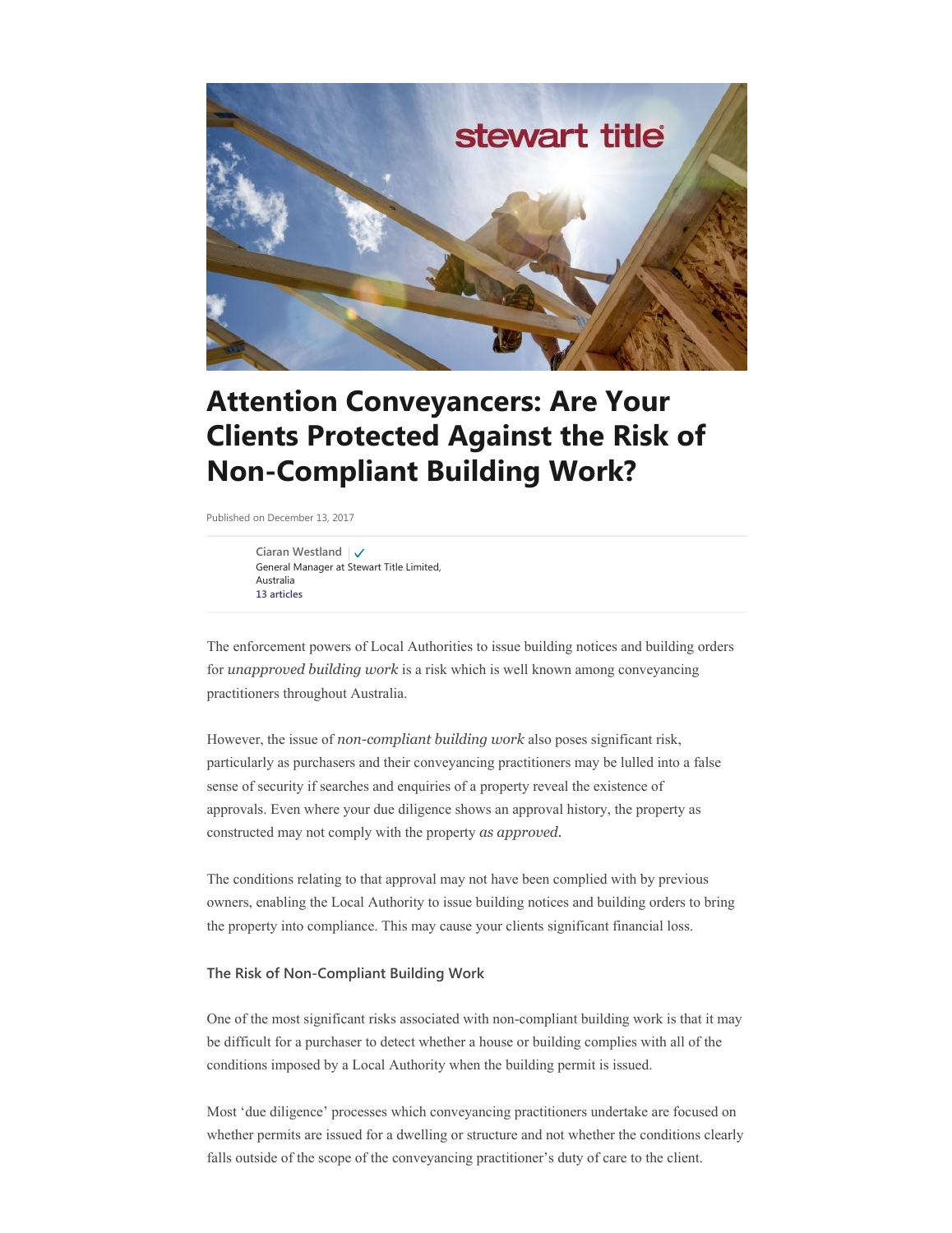# Attention Conveyancers: Are Your Clients Protected Against the Risk of Non-Compliant Building Work?

Published on December 13, 2017

Ciaran Westland
General Manager at Stewart Title Limited, Australia
13 articles

The enforcement powers of Local Authorities to issue building notices and building orders for *unapproved building work* is a risk which is well known among conveyancing practitioners throughout Australia.

However, the issue of *non-compliant building work* also poses significant risk, particularly as purchasers and their conveyancing practitioners may be lulled into a false sense of security if searches and enquiries of a property reveal the existence of approvals. Even where your due diligence shows an approval history, the property as constructed may not comply with the property *as approved*.

The conditions relating to that approval may not have been complied with by previous owners, enabling the Local Authority to issue building notices and building orders to bring the property into compliance. This may cause your clients significant financial loss.

### The Risk of Non-Compliant Building Work

One of the most significant risks associated with non-compliant building work is that it may be difficult for a purchaser to detect whether a house or building complies with all of the conditions imposed by a Local Authority when the building permit is issued.

Most 'due diligence' processes which conveyancing practitioners undertake are focused on whether permits are issued for a dwelling or structure and not whether the conditions clearly falls outside of the scope of the conveyancing practitioner's duty of care to the client.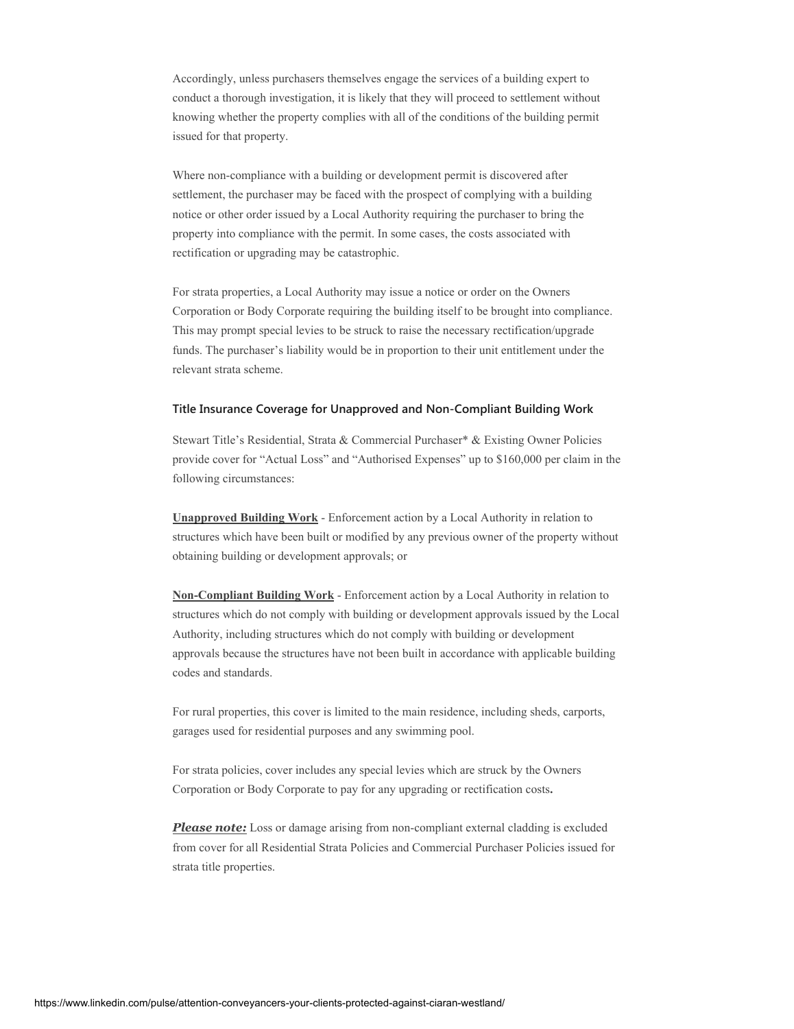Accordingly, unless purchasers themselves engage the services of a building expert to conduct a thorough investigation, it is likely that they will proceed to settlement without knowing whether the property complies with all of the conditions of the building permit issued for that property.

Where non-compliance with a building or development permit is discovered after settlement, the purchaser may be faced with the prospect of complying with a building notice or other order issued by a Local Authority requiring the purchaser to bring the property into compliance with the permit. In some cases, the costs associated with rectification or upgrading may be catastrophic.

For strata properties, a Local Authority may issue a notice or order on the Owners Corporation or Body Corporate requiring the building itself to be brought into compliance. This may prompt special levies to be struck to raise the necessary rectification/upgrade funds. The purchaser's liability would be in proportion to their unit entitlement under the relevant strata scheme.

#### Title Insurance Coverage for Unapproved and Non-Compliant Building Work

Stewart Title's Residential, Strata & Commercial Purchaser* & Existing Owner Policies provide cover for "Actual Loss" and "Authorised Expenses" up to $160,000 per claim in the following circumstances:

**Unapproved Building Work** - Enforcement action by a Local Authority in relation to structures which have been built or modified by any previous owner of the property without obtaining building or development approvals; or

**Non-Compliant Building Work** - Enforcement action by a Local Authority in relation to structures which do not comply with building or development approvals issued by the Local Authority, including structures which do not comply with building or development approvals because the structures have not been built in accordance with applicable building codes and standards.

For rural properties, this cover is limited to the main residence, including sheds, carports, garages used for residential purposes and any swimming pool.

For strata policies, cover includes any special levies which are struck by the Owners Corporation or Body Corporate to pay for any upgrading or rectification costs**.**

***Please note:*** Loss or damage arising from non-compliant external cladding is excluded from cover for all Residential Strata Policies and Commercial Purchaser Policies issued for strata title properties.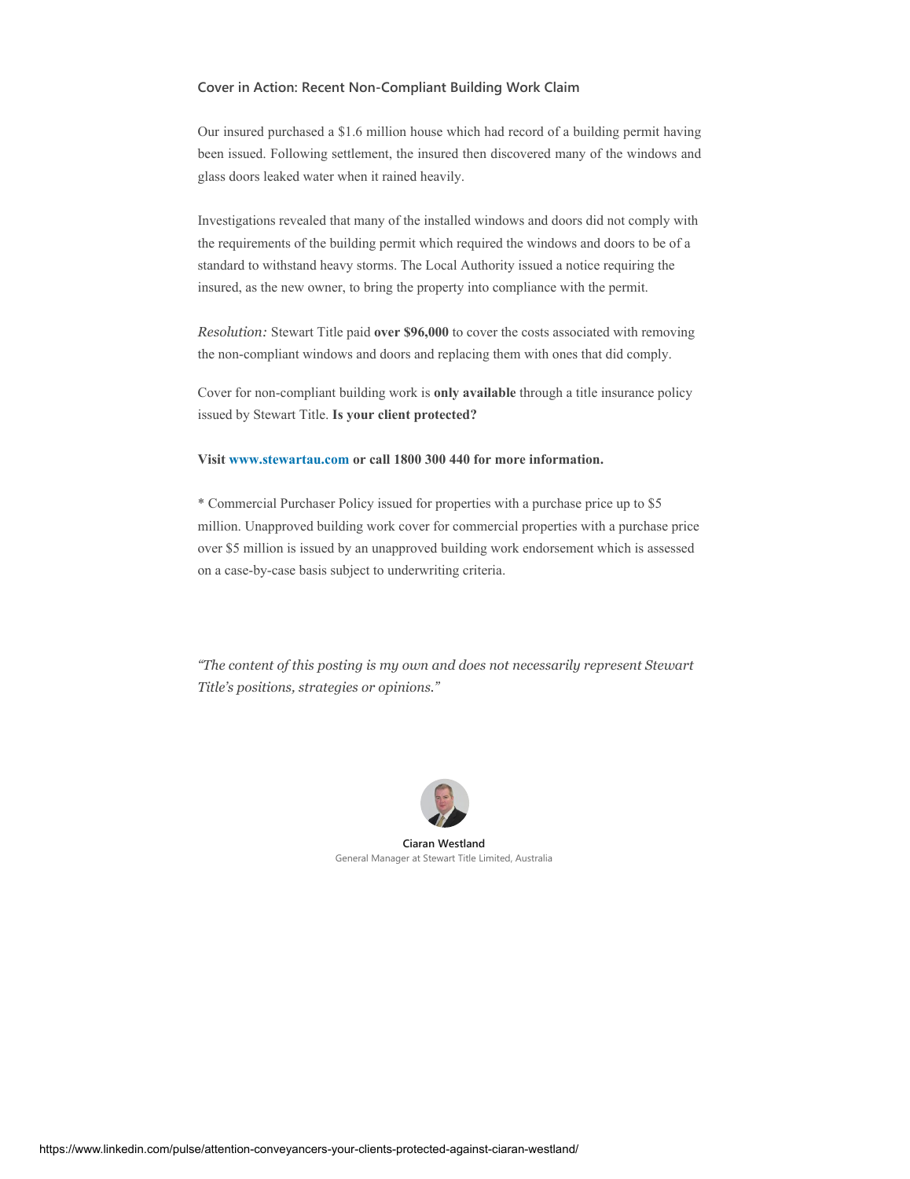### Cover in Action: Recent Non-Compliant Building Work Claim

Our insured purchased a $1.6 million house which had record of a building permit having been issued. Following settlement, the insured then discovered many of the windows and glass doors leaked water when it rained heavily.

Investigations revealed that many of the installed windows and doors did not comply with the requirements of the building permit which required the windows and doors to be of a standard to withstand heavy storms. The Local Authority issued a notice requiring the insured, as the new owner, to bring the property into compliance with the permit.

*Resolution:* Stewart Title paid **over $96,000** to cover the costs associated with removing the non-compliant windows and doors and replacing them with ones that did comply.

Cover for non-compliant building work is **only available** through a title insurance policy issued by Stewart Title. **Is your client protected?**

**Visit www.stewartau.com or call 1800 300 440 for more information.**

* Commercial Purchaser Policy issued for properties with a purchase price up to $5 million. Unapproved building work cover for commercial properties with a purchase price over $5 million is issued by an unapproved building work endorsement which is assessed on a case-by-case basis subject to underwriting criteria.

*"The content of this posting is my own and does not necessarily represent Stewart Title's positions, strategies or opinions."*

**Ciaran Westland**
General Manager at Stewart Title Limited, Australia